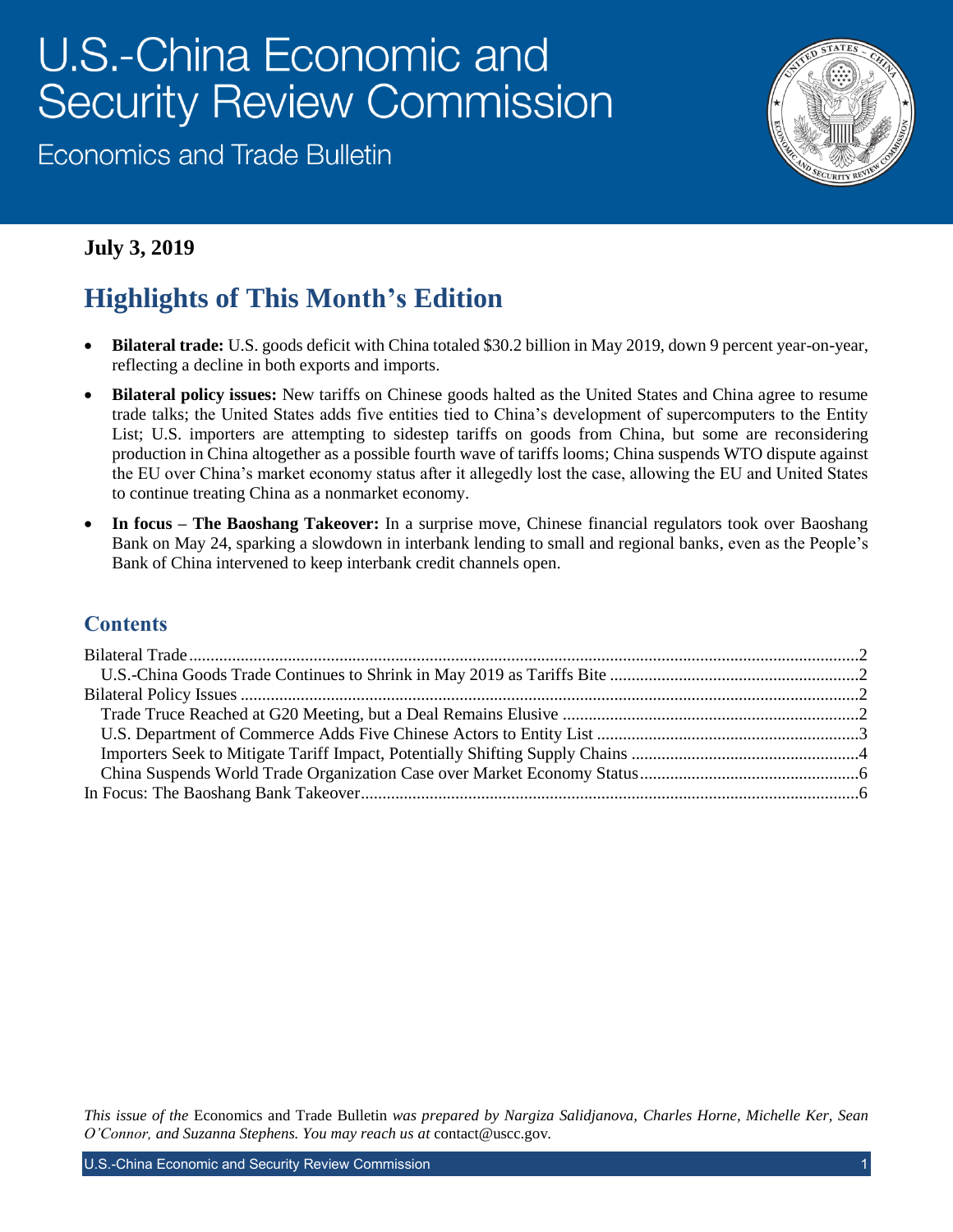# U.S.-China Economic and Security Review Commission

Economics and Trade Bulletin

**July 3, 2019**

## Highlights of This Month's Edition

- **Bilateral trade:** U.S. goods deficit with China totaled $30.2 billion in May 2019, down 9 percent year-on-year, reflecting a decline in both exports and imports.
- **Bilateral policy issues:** New tariffs on Chinese goods halted as the United States and China agree to resume trade talks; the United States adds five entities tied to China's development of supercomputers to the Entity List; U.S. importers are attempting to sidestep tariffs on goods from China, but some are reconsidering production in China altogether as a possible fourth wave of tariffs looms; China suspends WTO dispute against the EU over China's market economy status after it allegedly lost the case, allowing the EU and United States to continue treating China as a nonmarket economy.
- **In focus – The Baoshang Takeover:** In a surprise move, Chinese financial regulators took over Baoshang Bank on May 24, sparking a slowdown in interbank lending to small and regional banks, even as the People's Bank of China intervened to keep interbank credit channels open.

## Contents

Bilateral Trade .......... 2
- U.S.-China Goods Trade Continues to Shrink in May 2019 as Tariffs Bite .......... 2

Bilateral Policy Issues .......... 2
- Trade Truce Reached at G20 Meeting, but a Deal Remains Elusive .......... 2
- U.S. Department of Commerce Adds Five Chinese Actors to Entity List .......... 3
- Importers Seek to Mitigate Tariff Impact, Potentially Shifting Supply Chains .......... 4
- China Suspends World Trade Organization Case over Market Economy Status .......... 6

In Focus: The Baoshang Bank Takeover .......... 6

*This issue of the* Economics and Trade Bulletin *was prepared by Nargiza Salidjanova, Charles Horne, Michelle Ker, Sean O'Connor, and Suzanna Stephens. You may reach us at* contact@uscc.gov.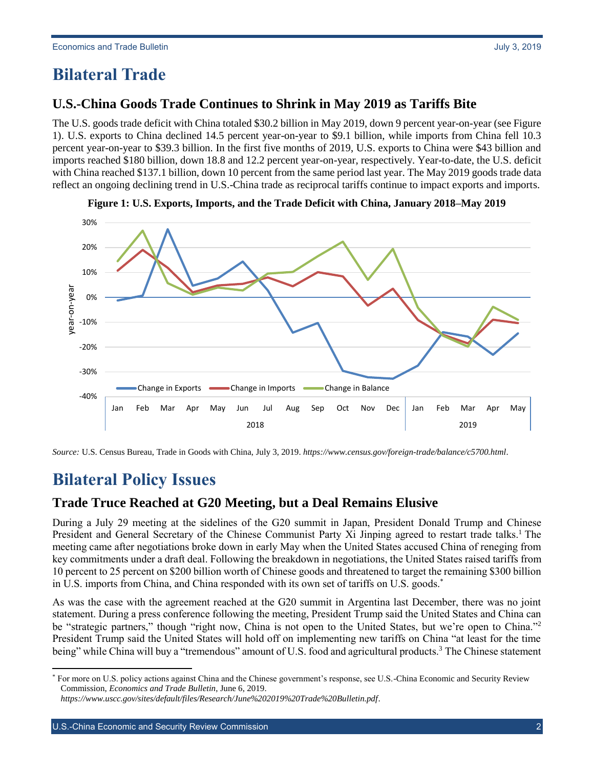# Bilateral Trade

## U.S.-China Goods Trade Continues to Shrink in May 2019 as Tariffs Bite

The U.S. goods trade deficit with China totaled $30.2 billion in May 2019, down 9 percent year-on-year (see Figure 1). U.S. exports to China declined 14.5 percent year-on-year to $9.1 billion, while imports from China fell 10.3 percent year-on-year to $39.3 billion. In the first five months of 2019, U.S. exports to China were $43 billion and imports reached $180 billion, down 18.8 and 12.2 percent year-on-year, respectively. Year-to-date, the U.S. deficit with China reached $137.1 billion, down 10 percent from the same period last year. The May 2019 goods trade data reflect an ongoing declining trend in U.S.-China trade as reciprocal tariffs continue to impact exports and imports.

**Figure 1: U.S. Exports, Imports, and the Trade Deficit with China, January 2018–May 2019**

*Source:* U.S. Census Bureau, Trade in Goods with China, July 3, 2019. *https://www.census.gov/foreign-trade/balance/c5700.html*.

# Bilateral Policy Issues

## Trade Truce Reached at G20 Meeting, but a Deal Remains Elusive

During a July 29 meeting at the sidelines of the G20 summit in Japan, President Donald Trump and Chinese President and General Secretary of the Chinese Communist Party Xi Jinping agreed to restart trade talks.[1] The meeting came after negotiations broke down in early May when the United States accused China of reneging from key commitments under a draft deal. Following the breakdown in negotiations, the United States raised tariffs from 10 percent to 25 percent on $200 billion worth of Chinese goods and threatened to target the remaining $300 billion in U.S. imports from China, and China responded with its own set of tariffs on U.S. goods.*

As was the case with the agreement reached at the G20 summit in Argentina last December, there was no joint statement. During a press conference following the meeting, President Trump said the United States and China can be "strategic partners," though "right now, China is not open to the United States, but we're open to China."[2] President Trump said the United States will hold off on implementing new tariffs on China "at least for the time being" while China will buy a "tremendous" amount of U.S. food and agricultural products.[3] The Chinese statement

* For more on U.S. policy actions against China and the Chinese government's response, see U.S.-China Economic and Security Review Commission, *Economics and Trade Bulletin*, June 6, 2019. *https://www.uscc.gov/sites/default/files/Research/June%202019%20Trade%20Bulletin.pdf*.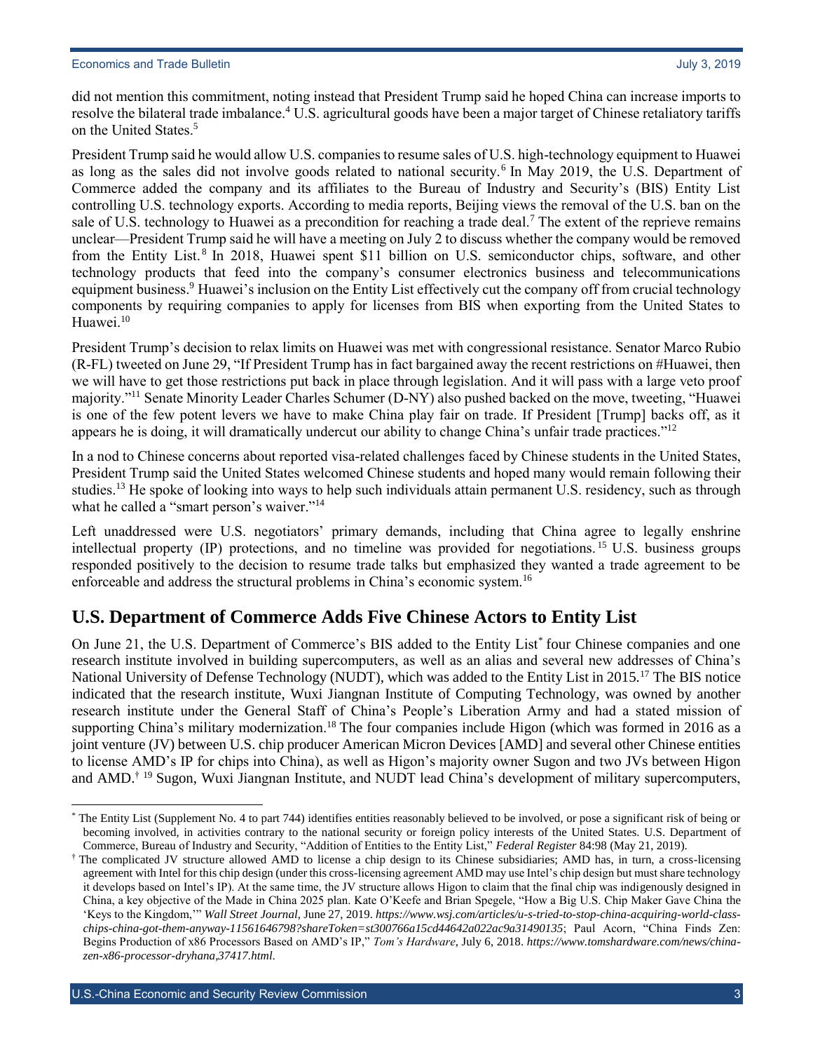did not mention this commitment, noting instead that President Trump said he hoped China can increase imports to resolve the bilateral trade imbalance.[4] U.S. agricultural goods have been a major target of Chinese retaliatory tariffs on the United States.[5]

President Trump said he would allow U.S. companies to resume sales of U.S. high-technology equipment to Huawei as long as the sales did not involve goods related to national security.[6] In May 2019, the U.S. Department of Commerce added the company and its affiliates to the Bureau of Industry and Security's (BIS) Entity List controlling U.S. technology exports. According to media reports, Beijing views the removal of the U.S. ban on the sale of U.S. technology to Huawei as a precondition for reaching a trade deal.[7] The extent of the reprieve remains unclear—President Trump said he will have a meeting on July 2 to discuss whether the company would be removed from the Entity List.[8] In 2018, Huawei spent $11 billion on U.S. semiconductor chips, software, and other technology products that feed into the company's consumer electronics business and telecommunications equipment business.[9] Huawei's inclusion on the Entity List effectively cut the company off from crucial technology components by requiring companies to apply for licenses from BIS when exporting from the United States to Huawei.[10]

President Trump's decision to relax limits on Huawei was met with congressional resistance. Senator Marco Rubio (R-FL) tweeted on June 29, "If President Trump has in fact bargained away the recent restrictions on #Huawei, then we will have to get those restrictions put back in place through legislation. And it will pass with a large veto proof majority."[11] Senate Minority Leader Charles Schumer (D-NY) also pushed backed on the move, tweeting, "Huawei is one of the few potent levers we have to make China play fair on trade. If President [Trump] backs off, as it appears he is doing, it will dramatically undercut our ability to change China's unfair trade practices."[12]

In a nod to Chinese concerns about reported visa-related challenges faced by Chinese students in the United States, President Trump said the United States welcomed Chinese students and hoped many would remain following their studies.[13] He spoke of looking into ways to help such individuals attain permanent U.S. residency, such as through what he called a "smart person's waiver."[14]

Left unaddressed were U.S. negotiators' primary demands, including that China agree to legally enshrine intellectual property (IP) protections, and no timeline was provided for negotiations.[15] U.S. business groups responded positively to the decision to resume trade talks but emphasized they wanted a trade agreement to be enforceable and address the structural problems in China's economic system.[16]

## U.S. Department of Commerce Adds Five Chinese Actors to Entity List

On June 21, the U.S. Department of Commerce's BIS added to the Entity List* four Chinese companies and one research institute involved in building supercomputers, as well as an alias and several new addresses of China's National University of Defense Technology (NUDT), which was added to the Entity List in 2015.[17] The BIS notice indicated that the research institute, Wuxi Jiangnan Institute of Computing Technology, was owned by another research institute under the General Staff of China's People's Liberation Army and had a stated mission of supporting China's military modernization.[18] The four companies include Higon (which was formed in 2016 as a joint venture (JV) between U.S. chip producer American Micron Devices [AMD] and several other Chinese entities to license AMD's IP for chips into China), as well as Higon's majority owner Sugon and two JVs between Higon and AMD.† [19] Sugon, Wuxi Jiangnan Institute, and NUDT lead China's development of military supercomputers,

---

\* The Entity List (Supplement No. 4 to part 744) identifies entities reasonably believed to be involved, or pose a significant risk of being or becoming involved, in activities contrary to the national security or foreign policy interests of the United States. U.S. Department of Commerce, Bureau of Industry and Security, "Addition of Entities to the Entity List," *Federal Register* 84:98 (May 21, 2019).

† The complicated JV structure allowed AMD to license a chip design to its Chinese subsidiaries; AMD has, in turn, a cross-licensing agreement with Intel for this chip design (under this cross-licensing agreement AMD may use Intel's chip design but must share technology it develops based on Intel's IP). At the same time, the JV structure allows Higon to claim that the final chip was indigenously designed in China, a key objective of the Made in China 2025 plan. Kate O'Keefe and Brian Spegele, "How a Big U.S. Chip Maker Gave China the 'Keys to the Kingdom,'" *Wall Street Journal*, June 27, 2019. *https://www.wsj.com/articles/u-s-tried-to-stop-china-acquiring-world-class-chips-china-got-them-anyway-11561646798?shareToken=st300766a15cd44642a022ac9a31490135*; Paul Acorn, "China Finds Zen: Begins Production of x86 Processors Based on AMD's IP," *Tom's Hardware*, July 6, 2018. *https://www.tomshardware.com/news/china-zen-x86-processor-dryhana,37417.html*.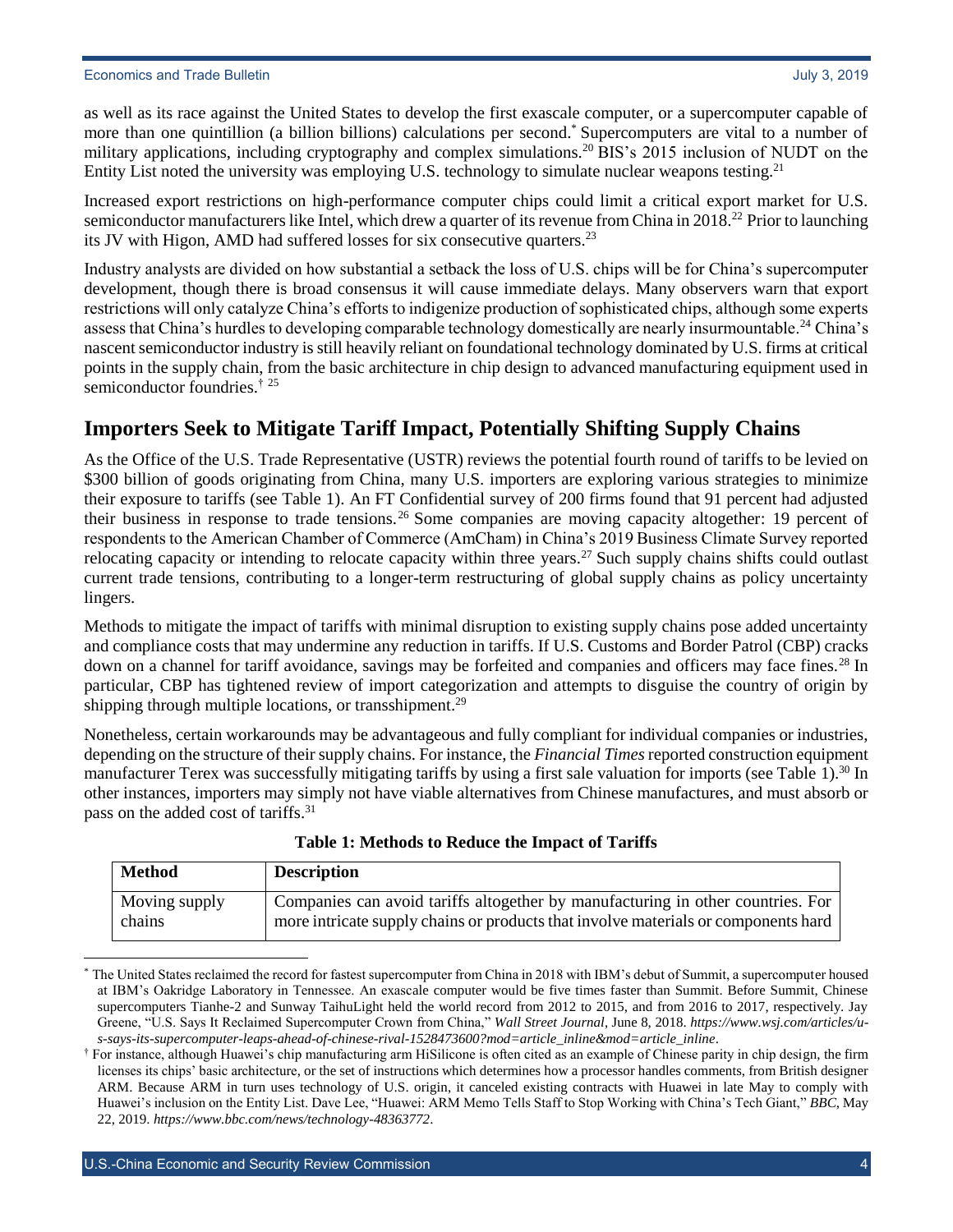as well as its race against the United States to develop the first exascale computer, or a supercomputer capable of more than one quintillion (a billion billions) calculations per second.* Supercomputers are vital to a number of military applications, including cryptography and complex simulations.[20] BIS's 2015 inclusion of NUDT on the Entity List noted the university was employing U.S. technology to simulate nuclear weapons testing.[21]

Increased export restrictions on high-performance computer chips could limit a critical export market for U.S. semiconductor manufacturers like Intel, which drew a quarter of its revenue from China in 2018.[22] Prior to launching its JV with Higon, AMD had suffered losses for six consecutive quarters.[23]

Industry analysts are divided on how substantial a setback the loss of U.S. chips will be for China's supercomputer development, though there is broad consensus it will cause immediate delays. Many observers warn that export restrictions will only catalyze China's efforts to indigenize production of sophisticated chips, although some experts assess that China's hurdles to developing comparable technology domestically are nearly insurmountable.[24] China's nascent semiconductor industry is still heavily reliant on foundational technology dominated by U.S. firms at critical points in the supply chain, from the basic architecture in chip design to advanced manufacturing equipment used in semiconductor foundries.† [25]

## Importers Seek to Mitigate Tariff Impact, Potentially Shifting Supply Chains

As the Office of the U.S. Trade Representative (USTR) reviews the potential fourth round of tariffs to be levied on $300 billion of goods originating from China, many U.S. importers are exploring various strategies to minimize their exposure to tariffs (see Table 1). An FT Confidential survey of 200 firms found that 91 percent had adjusted their business in response to trade tensions.[26] Some companies are moving capacity altogether: 19 percent of respondents to the American Chamber of Commerce (AmCham) in China's 2019 Business Climate Survey reported relocating capacity or intending to relocate capacity within three years.[27] Such supply chains shifts could outlast current trade tensions, contributing to a longer-term restructuring of global supply chains as policy uncertainty lingers.

Methods to mitigate the impact of tariffs with minimal disruption to existing supply chains pose added uncertainty and compliance costs that may undermine any reduction in tariffs. If U.S. Customs and Border Patrol (CBP) cracks down on a channel for tariff avoidance, savings may be forfeited and companies and officers may face fines.[28] In particular, CBP has tightened review of import categorization and attempts to disguise the country of origin by shipping through multiple locations, or transshipment.[29]

Nonetheless, certain workarounds may be advantageous and fully compliant for individual companies or industries, depending on the structure of their supply chains. For instance, the *Financial Times* reported construction equipment manufacturer Terex was successfully mitigating tariffs by using a first sale valuation for imports (see Table 1).[30] In other instances, importers may simply not have viable alternatives from Chinese manufactures, and must absorb or pass on the added cost of tariffs.[31]

**Table 1: Methods to Reduce the Impact of Tariffs**

| Method | Description |
| --- | --- |
| Moving supply chains | Companies can avoid tariffs altogether by manufacturing in other countries. For more intricate supply chains or products that involve materials or components hard |

\* The United States reclaimed the record for fastest supercomputer from China in 2018 with IBM's debut of Summit, a supercomputer housed at IBM's Oakridge Laboratory in Tennessee. An exascale computer would be five times faster than Summit. Before Summit, Chinese supercomputers Tianhe-2 and Sunway TaihuLight held the world record from 2012 to 2015, and from 2016 to 2017, respectively. Jay Greene, "U.S. Says It Reclaimed Supercomputer Crown from China," *Wall Street Journal*, June 8, 2018. *https://www.wsj.com/articles/u-s-says-its-supercomputer-leaps-ahead-of-chinese-rival-1528473600?mod=article_inline&mod=article_inline*.

† For instance, although Huawei's chip manufacturing arm HiSilicone is often cited as an example of Chinese parity in chip design, the firm licenses its chips' basic architecture, or the set of instructions which determines how a processor handles comments, from British designer ARM. Because ARM in turn uses technology of U.S. origin, it canceled existing contracts with Huawei in late May to comply with Huawei's inclusion on the Entity List. Dave Lee, "Huawei: ARM Memo Tells Staff to Stop Working with China's Tech Giant," *BBC*, May 22, 2019. *https://www.bbc.com/news/technology-48363772*.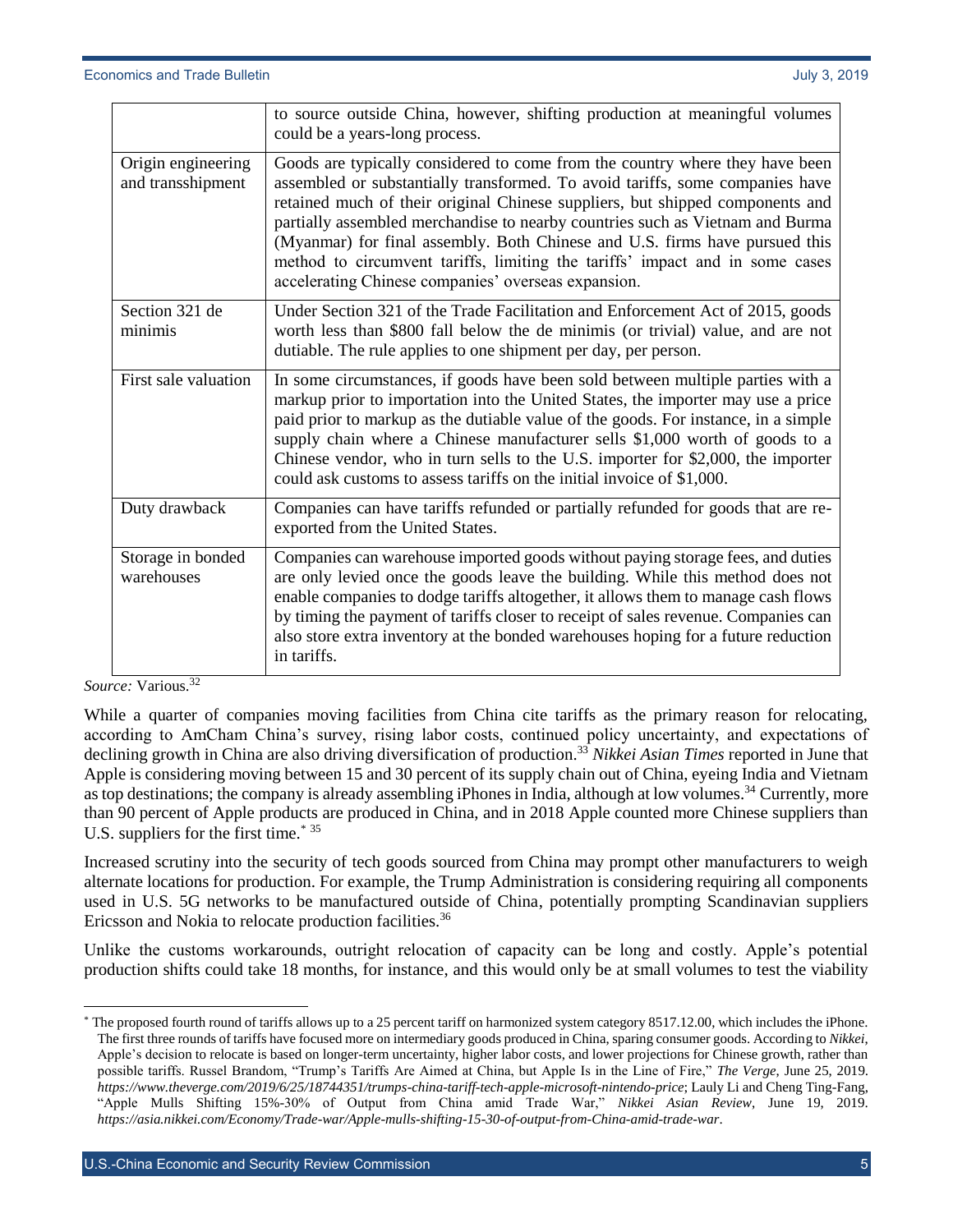| | |
|---|---|
| | to source outside China, however, shifting production at meaningful volumes could be a years-long process. |
| Origin engineering and transshipment | Goods are typically considered to come from the country where they have been assembled or substantially transformed. To avoid tariffs, some companies have retained much of their original Chinese suppliers, but shipped components and partially assembled merchandise to nearby countries such as Vietnam and Burma (Myanmar) for final assembly. Both Chinese and U.S. firms have pursued this method to circumvent tariffs, limiting the tariffs' impact and in some cases accelerating Chinese companies' overseas expansion. |
| Section 321 de minimis | Under Section 321 of the Trade Facilitation and Enforcement Act of 2015, goods worth less than $800 fall below the de minimis (or trivial) value, and are not dutiable. The rule applies to one shipment per day, per person. |
| First sale valuation | In some circumstances, if goods have been sold between multiple parties with a markup prior to importation into the United States, the importer may use a price paid prior to markup as the dutiable value of the goods. For instance, in a simple supply chain where a Chinese manufacturer sells $1,000 worth of goods to a Chinese vendor, who in turn sells to the U.S. importer for $2,000, the importer could ask customs to assess tariffs on the initial invoice of $1,000. |
| Duty drawback | Companies can have tariffs refunded or partially refunded for goods that are re-exported from the United States. |
| Storage in bonded warehouses | Companies can warehouse imported goods without paying storage fees, and duties are only levied once the goods leave the building. While this method does not enable companies to dodge tariffs altogether, it allows them to manage cash flows by timing the payment of tariffs closer to receipt of sales revenue. Companies can also store extra inventory at the bonded warehouses hoping for a future reduction in tariffs. |

*Source:* Various.[32]

While a quarter of companies moving facilities from China cite tariffs as the primary reason for relocating, according to AmCham China's survey, rising labor costs, continued policy uncertainty, and expectations of declining growth in China are also driving diversification of production.[33] *Nikkei Asian Times* reported in June that Apple is considering moving between 15 and 30 percent of its supply chain out of China, eyeing India and Vietnam as top destinations; the company is already assembling iPhones in India, although at low volumes.[34] Currently, more than 90 percent of Apple products are produced in China, and in 2018 Apple counted more Chinese suppliers than U.S. suppliers for the first time.[*] [35]

Increased scrutiny into the security of tech goods sourced from China may prompt other manufacturers to weigh alternate locations for production. For example, the Trump Administration is considering requiring all components used in U.S. 5G networks to be manufactured outside of China, potentially prompting Scandinavian suppliers Ericsson and Nokia to relocate production facilities.[36]

Unlike the customs workarounds, outright relocation of capacity can be long and costly. Apple's potential production shifts could take 18 months, for instance, and this would only be at small volumes to test the viability

[*] The proposed fourth round of tariffs allows up to a 25 percent tariff on harmonized system category 8517.12.00, which includes the iPhone. The first three rounds of tariffs have focused more on intermediary goods produced in China, sparing consumer goods. According to *Nikkei*, Apple's decision to relocate is based on longer-term uncertainty, higher labor costs, and lower projections for Chinese growth, rather than possible tariffs. Russel Brandom, "Trump's Tariffs Are Aimed at China, but Apple Is in the Line of Fire," *The Verge*, June 25, 2019. *https://www.theverge.com/2019/6/25/18744351/trumps-china-tariff-tech-apple-microsoft-nintendo-price*; Lauly Li and Cheng Ting-Fang, "Apple Mulls Shifting 15%-30% of Output from China amid Trade War," *Nikkei Asian Review*, June 19, 2019. *https://asia.nikkei.com/Economy/Trade-war/Apple-mulls-shifting-15-30-of-output-from-China-amid-trade-war*.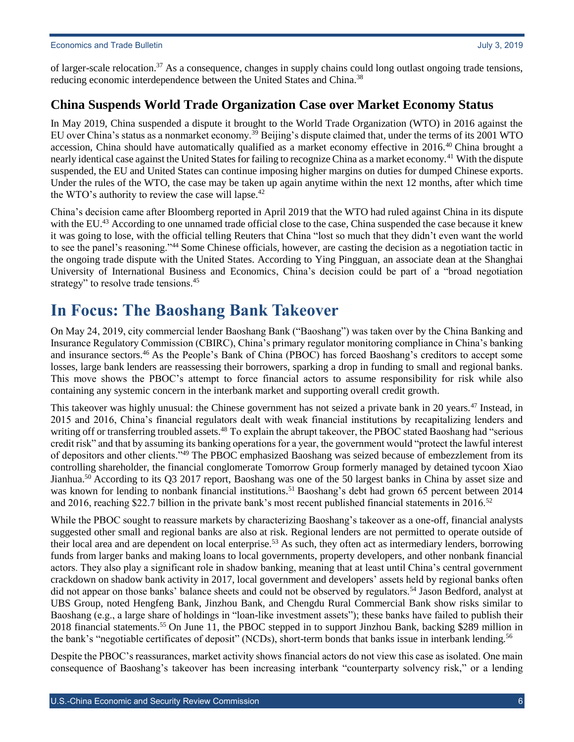of larger-scale relocation.[37] As a consequence, changes in supply chains could long outlast ongoing trade tensions, reducing economic interdependence between the United States and China.[38]

### China Suspends World Trade Organization Case over Market Economy Status

In May 2019, China suspended a dispute it brought to the World Trade Organization (WTO) in 2016 against the EU over China's status as a nonmarket economy.[39] Beijing's dispute claimed that, under the terms of its 2001 WTO accession, China should have automatically qualified as a market economy effective in 2016.[40] China brought a nearly identical case against the United States for failing to recognize China as a market economy.[41] With the dispute suspended, the EU and United States can continue imposing higher margins on duties for dumped Chinese exports. Under the rules of the WTO, the case may be taken up again anytime within the next 12 months, after which time the WTO's authority to review the case will lapse.[42]

China's decision came after Bloomberg reported in April 2019 that the WTO had ruled against China in its dispute with the EU.[43] According to one unnamed trade official close to the case, China suspended the case because it knew it was going to lose, with the official telling Reuters that China "lost so much that they didn't even want the world to see the panel's reasoning."[44] Some Chinese officials, however, are casting the decision as a negotiation tactic in the ongoing trade dispute with the United States. According to Ying Pingguan, an associate dean at the Shanghai University of International Business and Economics, China's decision could be part of a "broad negotiation strategy" to resolve trade tensions.[45]

## In Focus: The Baoshang Bank Takeover

On May 24, 2019, city commercial lender Baoshang Bank ("Baoshang") was taken over by the China Banking and Insurance Regulatory Commission (CBIRC), China's primary regulator monitoring compliance in China's banking and insurance sectors.[46] As the People's Bank of China (PBOC) has forced Baoshang's creditors to accept some losses, large bank lenders are reassessing their borrowers, sparking a drop in funding to small and regional banks. This move shows the PBOC's attempt to force financial actors to assume responsibility for risk while also containing any systemic concern in the interbank market and supporting overall credit growth.

This takeover was highly unusual: the Chinese government has not seized a private bank in 20 years.[47] Instead, in 2015 and 2016, China's financial regulators dealt with weak financial institutions by recapitalizing lenders and writing off or transferring troubled assets.[48] To explain the abrupt takeover, the PBOC stated Baoshang had "serious credit risk" and that by assuming its banking operations for a year, the government would "protect the lawful interest of depositors and other clients."[49] The PBOC emphasized Baoshang was seized because of embezzlement from its controlling shareholder, the financial conglomerate Tomorrow Group formerly managed by detained tycoon Xiao Jianhua.[50] According to its Q3 2017 report, Baoshang was one of the 50 largest banks in China by asset size and was known for lending to nonbank financial institutions.[51] Baoshang's debt had grown 65 percent between 2014 and 2016, reaching $22.7 billion in the private bank's most recent published financial statements in 2016.[52]

While the PBOC sought to reassure markets by characterizing Baoshang's takeover as a one-off, financial analysts suggested other small and regional banks are also at risk. Regional lenders are not permitted to operate outside of their local area and are dependent on local enterprise.[53] As such, they often act as intermediary lenders, borrowing funds from larger banks and making loans to local governments, property developers, and other nonbank financial actors. They also play a significant role in shadow banking, meaning that at least until China's central government crackdown on shadow bank activity in 2017, local government and developers' assets held by regional banks often did not appear on those banks' balance sheets and could not be observed by regulators.[54] Jason Bedford, analyst at UBS Group, noted Hengfeng Bank, Jinzhou Bank, and Chengdu Rural Commercial Bank show risks similar to Baoshang (e.g., a large share of holdings in "loan-like investment assets"); these banks have failed to publish their 2018 financial statements.[55] On June 11, the PBOC stepped in to support Jinzhou Bank, backing $289 million in the bank's "negotiable certificates of deposit" (NCDs), short-term bonds that banks issue in interbank lending.[56]

Despite the PBOC's reassurances, market activity shows financial actors do not view this case as isolated. One main consequence of Baoshang's takeover has been increasing interbank "counterparty solvency risk," or a lending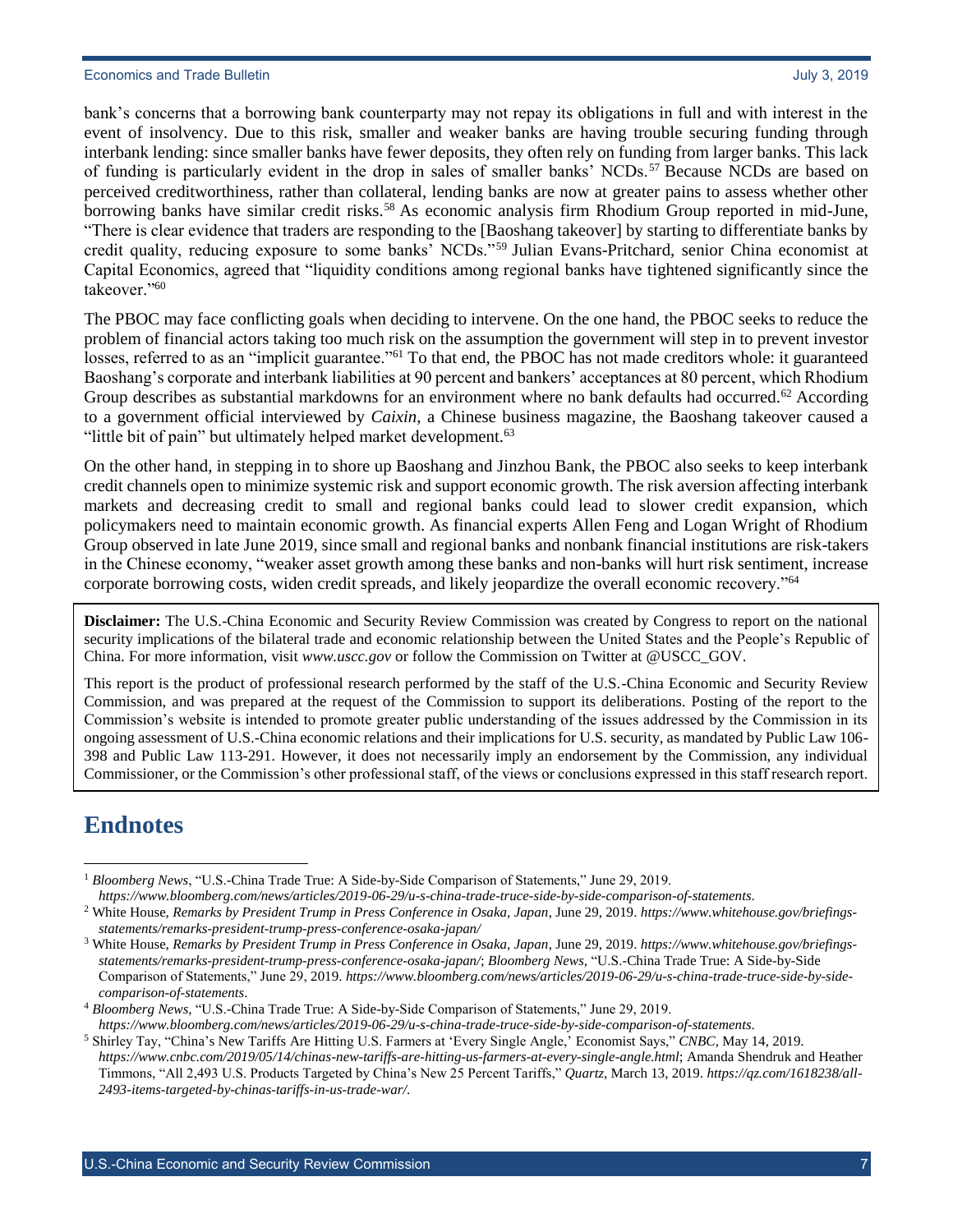bank's concerns that a borrowing bank counterparty may not repay its obligations in full and with interest in the event of insolvency. Due to this risk, smaller and weaker banks are having trouble securing funding through interbank lending: since smaller banks have fewer deposits, they often rely on funding from larger banks. This lack of funding is particularly evident in the drop in sales of smaller banks' NCDs.[57] Because NCDs are based on perceived creditworthiness, rather than collateral, lending banks are now at greater pains to assess whether other borrowing banks have similar credit risks.[58] As economic analysis firm Rhodium Group reported in mid-June, "There is clear evidence that traders are responding to the [Baoshang takeover] by starting to differentiate banks by credit quality, reducing exposure to some banks' NCDs."[59] Julian Evans-Pritchard, senior China economist at Capital Economics, agreed that "liquidity conditions among regional banks have tightened significantly since the takeover."[60]

The PBOC may face conflicting goals when deciding to intervene. On the one hand, the PBOC seeks to reduce the problem of financial actors taking too much risk on the assumption the government will step in to prevent investor losses, referred to as an "implicit guarantee."[61] To that end, the PBOC has not made creditors whole: it guaranteed Baoshang's corporate and interbank liabilities at 90 percent and bankers' acceptances at 80 percent, which Rhodium Group describes as substantial markdowns for an environment where no bank defaults had occurred.[62] According to a government official interviewed by *Caixin*, a Chinese business magazine, the Baoshang takeover caused a "little bit of pain" but ultimately helped market development.[63]

On the other hand, in stepping in to shore up Baoshang and Jinzhou Bank, the PBOC also seeks to keep interbank credit channels open to minimize systemic risk and support economic growth. The risk aversion affecting interbank markets and decreasing credit to small and regional banks could lead to slower credit expansion, which policymakers need to maintain economic growth. As financial experts Allen Feng and Logan Wright of Rhodium Group observed in late June 2019, since small and regional banks and nonbank financial institutions are risk-takers in the Chinese economy, "weaker asset growth among these banks and non-banks will hurt risk sentiment, increase corporate borrowing costs, widen credit spreads, and likely jeopardize the overall economic recovery."[64]

**Disclaimer:** The U.S.-China Economic and Security Review Commission was created by Congress to report on the national security implications of the bilateral trade and economic relationship between the United States and the People's Republic of China. For more information, visit *www.uscc.gov* or follow the Commission on Twitter at @USCC_GOV.

This report is the product of professional research performed by the staff of the U.S.-China Economic and Security Review Commission, and was prepared at the request of the Commission to support its deliberations. Posting of the report to the Commission's website is intended to promote greater public understanding of the issues addressed by the Commission in its ongoing assessment of U.S.-China economic relations and their implications for U.S. security, as mandated by Public Law 106-398 and Public Law 113-291. However, it does not necessarily imply an endorsement by the Commission, any individual Commissioner, or the Commission's other professional staff, of the views or conclusions expressed in this staff research report.

# Endnotes

[1] *Bloomberg News*, "U.S.-China Trade True: A Side-by-Side Comparison of Statements," June 29, 2019. *https://www.bloomberg.com/news/articles/2019-06-29/u-s-china-trade-truce-side-by-side-comparison-of-statements*.

[2] White House, *Remarks by President Trump in Press Conference in Osaka, Japan*, June 29, 2019. *https://www.whitehouse.gov/briefings-statements/remarks-president-trump-press-conference-osaka-japan/*

[3] White House, *Remarks by President Trump in Press Conference in Osaka, Japan*, June 29, 2019. *https://www.whitehouse.gov/briefings-statements/remarks-president-trump-press-conference-osaka-japan/*; *Bloomberg News*, "U.S.-China Trade True: A Side-by-Side Comparison of Statements," June 29, 2019. *https://www.bloomberg.com/news/articles/2019-06-29/u-s-china-trade-truce-side-by-side-comparison-of-statements*.

[4] *Bloomberg News*, "U.S.-China Trade True: A Side-by-Side Comparison of Statements," June 29, 2019. *https://www.bloomberg.com/news/articles/2019-06-29/u-s-china-trade-truce-side-by-side-comparison-of-statements*.

[5] Shirley Tay, "China's New Tariffs Are Hitting U.S. Farmers at 'Every Single Angle,' Economist Says," *CNBC*, May 14, 2019. *https://www.cnbc.com/2019/05/14/chinas-new-tariffs-are-hitting-us-farmers-at-every-single-angle.html*; Amanda Shendruk and Heather Timmons, "All 2,493 U.S. Products Targeted by China's New 25 Percent Tariffs," *Quartz*, March 13, 2019. *https://qz.com/1618238/all-2493-items-targeted-by-chinas-tariffs-in-us-trade-war/*.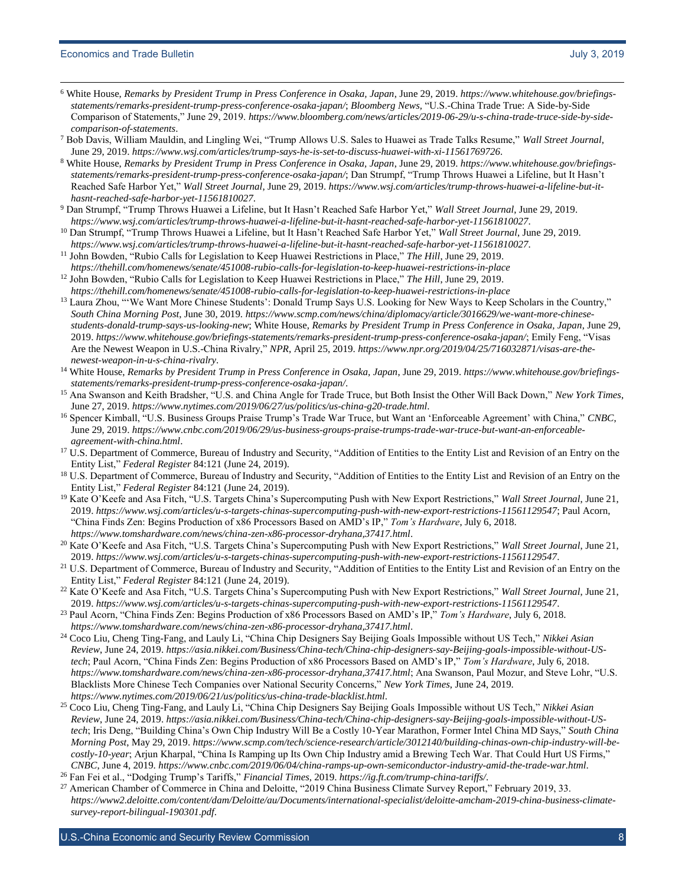[6] White House, *Remarks by President Trump in Press Conference in Osaka, Japan*, June 29, 2019. *https://www.whitehouse.gov/briefings-statements/remarks-president-trump-press-conference-osaka-japan/*; *Bloomberg News*, "U.S.-China Trade True: A Side-by-Side Comparison of Statements," June 29, 2019. *https://www.bloomberg.com/news/articles/2019-06-29/u-s-china-trade-truce-side-by-side-comparison-of-statements*.

[7] Bob Davis, William Mauldin, and Lingling Wei, "Trump Allows U.S. Sales to Huawei as Trade Talks Resume," *Wall Street Journal*, June 29, 2019. *https://www.wsj.com/articles/trump-says-he-is-set-to-discuss-huawei-with-xi-11561769726*.

[8] White House, *Remarks by President Trump in Press Conference in Osaka, Japan*, June 29, 2019. *https://www.whitehouse.gov/briefings-statements/remarks-president-trump-press-conference-osaka-japan/*; Dan Strumpf, "Trump Throws Huawei a Lifeline, but It Hasn't Reached Safe Harbor Yet," *Wall Street Journal*, June 29, 2019. *https://www.wsj.com/articles/trump-throws-huawei-a-lifeline-but-it-hasnt-reached-safe-harbor-yet-11561810027*.

[9] Dan Strumpf, "Trump Throws Huawei a Lifeline, but It Hasn't Reached Safe Harbor Yet," *Wall Street Journal*, June 29, 2019. *https://www.wsj.com/articles/trump-throws-huawei-a-lifeline-but-it-hasnt-reached-safe-harbor-yet-11561810027*.

[10] Dan Strumpf, "Trump Throws Huawei a Lifeline, but It Hasn't Reached Safe Harbor Yet," *Wall Street Journal*, June 29, 2019. *https://www.wsj.com/articles/trump-throws-huawei-a-lifeline-but-it-hasnt-reached-safe-harbor-yet-11561810027*.

[11] John Bowden, "Rubio Calls for Legislation to Keep Huawei Restrictions in Place," *The Hill*, June 29, 2019. *https://thehill.com/homenews/senate/451008-rubio-calls-for-legislation-to-keep-huawei-restrictions-in-place*

[12] John Bowden, "Rubio Calls for Legislation to Keep Huawei Restrictions in Place," *The Hill*, June 29, 2019. *https://thehill.com/homenews/senate/451008-rubio-calls-for-legislation-to-keep-huawei-restrictions-in-place*

[13] Laura Zhou, "'We Want More Chinese Students': Donald Trump Says U.S. Looking for New Ways to Keep Scholars in the Country," *South China Morning Post*, June 30, 2019. *https://www.scmp.com/news/china/diplomacy/article/3016629/we-want-more-chinese-students-donald-trump-says-us-looking-new*; White House, *Remarks by President Trump in Press Conference in Osaka, Japan*, June 29, 2019. *https://www.whitehouse.gov/briefings-statements/remarks-president-trump-press-conference-osaka-japan/*; Emily Feng, "Visas Are the Newest Weapon in U.S.-China Rivalry," *NPR*, April 25, 2019. *https://www.npr.org/2019/04/25/716032871/visas-are-the-newest-weapon-in-u-s-china-rivalry*.

[14] White House, *Remarks by President Trump in Press Conference in Osaka, Japan*, June 29, 2019. *https://www.whitehouse.gov/briefings-statements/remarks-president-trump-press-conference-osaka-japan/*.

[15] Ana Swanson and Keith Bradsher, "U.S. and China Angle for Trade Truce, but Both Insist the Other Will Back Down," *New York Times*, June 27, 2019. *https://www.nytimes.com/2019/06/27/us/politics/us-china-g20-trade.html*.

[16] Spencer Kimball, "U.S. Business Groups Praise Trump's Trade War Truce, but Want an 'Enforceable Agreement' with China," *CNBC*, June 29, 2019. *https://www.cnbc.com/2019/06/29/us-business-groups-praise-trumps-trade-war-truce-but-want-an-enforceable-agreement-with-china.html*.

[17] U.S. Department of Commerce, Bureau of Industry and Security, "Addition of Entities to the Entity List and Revision of an Entry on the Entity List," *Federal Register* 84:121 (June 24, 2019).

[18] U.S. Department of Commerce, Bureau of Industry and Security, "Addition of Entities to the Entity List and Revision of an Entry on the Entity List," *Federal Register* 84:121 (June 24, 2019).

[19] Kate O'Keefe and Asa Fitch, "U.S. Targets China's Supercomputing Push with New Export Restrictions," *Wall Street Journal*, June 21, 2019. *https://www.wsj.com/articles/u-s-targets-chinas-supercomputing-push-with-new-export-restrictions-11561129547*; Paul Acorn, "China Finds Zen: Begins Production of x86 Processors Based on AMD's IP," *Tom's Hardware*, July 6, 2018. *https://www.tomshardware.com/news/china-zen-x86-processor-dryhana,37417.html*.

[20] Kate O'Keefe and Asa Fitch, "U.S. Targets China's Supercomputing Push with New Export Restrictions," *Wall Street Journal*, June 21, 2019. *https://www.wsj.com/articles/u-s-targets-chinas-supercomputing-push-with-new-export-restrictions-11561129547*.

[21] U.S. Department of Commerce, Bureau of Industry and Security, "Addition of Entities to the Entity List and Revision of an Entry on the Entity List," *Federal Register* 84:121 (June 24, 2019).

[22] Kate O'Keefe and Asa Fitch, "U.S. Targets China's Supercomputing Push with New Export Restrictions," *Wall Street Journal*, June 21, 2019. *https://www.wsj.com/articles/u-s-targets-chinas-supercomputing-push-with-new-export-restrictions-11561129547*.

[23] Paul Acorn, "China Finds Zen: Begins Production of x86 Processors Based on AMD's IP," *Tom's Hardware*, July 6, 2018. *https://www.tomshardware.com/news/china-zen-x86-processor-dryhana,37417.html*.

[24] Coco Liu, Cheng Ting-Fang, and Lauly Li, "China Chip Designers Say Beijing Goals Impossible without US Tech," *Nikkei Asian Review*, June 24, 2019. *https://asia.nikkei.com/Business/China-tech/China-chip-designers-say-Beijing-goals-impossible-without-US-tech*; Paul Acorn, "China Finds Zen: Begins Production of x86 Processors Based on AMD's IP," *Tom's Hardware*, July 6, 2018. *https://www.tomshardware.com/news/china-zen-x86-processor-dryhana,37417.html*; Ana Swanson, Paul Mozur, and Steve Lohr, "U.S. Blacklists More Chinese Tech Companies over National Security Concerns," *New York Times*, June 24, 2019. *https://www.nytimes.com/2019/06/21/us/politics/us-china-trade-blacklist.html*.

[25] Coco Liu, Cheng Ting-Fang, and Lauly Li, "China Chip Designers Say Beijing Goals Impossible without US Tech," *Nikkei Asian Review*, June 24, 2019. *https://asia.nikkei.com/Business/China-tech/China-chip-designers-say-Beijing-goals-impossible-without-US-tech*; Iris Deng, "Building China's Own Chip Industry Will Be a Costly 10-Year Marathon, Former Intel China MD Says," *South China Morning Post*, May 29, 2019. *https://www.scmp.com/tech/science-research/article/3012140/building-chinas-own-chip-industry-will-be-costly-10-year*; Arjun Kharpal, "China Is Ramping up Its Own Chip Industry amid a Brewing Tech War. That Could Hurt US Firms," *CNBC*, June 4, 2019. *https://www.cnbc.com/2019/06/04/china-ramps-up-own-semiconductor-industry-amid-the-trade-war.html*.

[26] Fan Fei et al., "Dodging Trump's Tariffs," *Financial Times*, 2019. *https://ig.ft.com/trump-china-tariffs/*.

[27] American Chamber of Commerce in China and Deloitte, "2019 China Business Climate Survey Report," February 2019, 33. *https://www2.deloitte.com/content/dam/Deloitte/au/Documents/international-specialist/deloitte-amcham-2019-china-business-climate-survey-report-bilingual-190301.pdf*.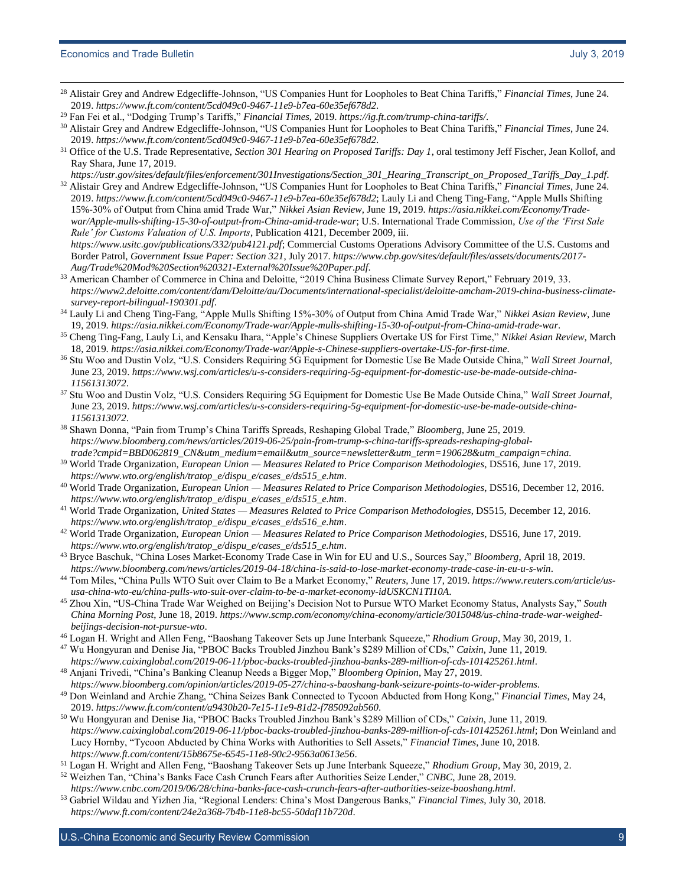[28] Alistair Grey and Andrew Edgecliffe-Johnson, "US Companies Hunt for Loopholes to Beat China Tariffs," *Financial Times*, June 24. 2019. *https://www.ft.com/content/5cd049c0-9467-11e9-b7ea-60e35ef678d2*.

[29] Fan Fei et al., "Dodging Trump's Tariffs," *Financial Times*, 2019. *https://ig.ft.com/trump-china-tariffs/*.

[30] Alistair Grey and Andrew Edgecliffe-Johnson, "US Companies Hunt for Loopholes to Beat China Tariffs," *Financial Times*, June 24. 2019. *https://www.ft.com/content/5cd049c0-9467-11e9-b7ea-60e35ef678d2*.

[31] Office of the U.S. Trade Representative, *Section 301 Hearing on Proposed Tariffs: Day 1*, oral testimony Jeff Fischer, Jean Kollof, and Ray Shara, June 17, 2019. *https://ustr.gov/sites/default/files/enforcement/301Investigations/Section_301_Hearing_Transcript_on_Proposed_Tariffs_Day_1.pdf*.

[32] Alistair Grey and Andrew Edgecliffe-Johnson, "US Companies Hunt for Loopholes to Beat China Tariffs," *Financial Times*, June 24. 2019. *https://www.ft.com/content/5cd049c0-9467-11e9-b7ea-60e35ef678d2*; Lauly Li and Cheng Ting-Fang, "Apple Mulls Shifting 15%-30% of Output from China amid Trade War," *Nikkei Asian Review*, June 19, 2019. *https://asia.nikkei.com/Economy/Trade-war/Apple-mulls-shifting-15-30-of-output-from-China-amid-trade-war*; U.S. International Trade Commission, *Use of the 'First Sale Rule' for Customs Valuation of U.S. Imports*, Publication 4121, December 2009, iii. *https://www.usitc.gov/publications/332/pub4121.pdf*; Commercial Customs Operations Advisory Committee of the U.S. Customs and Border Patrol, *Government Issue Paper: Section 321*, July 2017. *https://www.cbp.gov/sites/default/files/assets/documents/2017-Aug/Trade%20Mod%20Section%20321-External%20Issue%20Paper.pdf*.

[33] American Chamber of Commerce in China and Deloitte, "2019 China Business Climate Survey Report," February 2019, 33. *https://www2.deloitte.com/content/dam/Deloitte/au/Documents/international-specialist/deloitte-amcham-2019-china-business-climate-survey-report-bilingual-190301.pdf*.

[34] Lauly Li and Cheng Ting-Fang, "Apple Mulls Shifting 15%-30% of Output from China Amid Trade War," *Nikkei Asian Review*, June 19, 2019. *https://asia.nikkei.com/Economy/Trade-war/Apple-mulls-shifting-15-30-of-output-from-China-amid-trade-war*.

[35] Cheng Ting-Fang, Lauly Li, and Kensaku Ihara, "Apple's Chinese Suppliers Overtake US for First Time," *Nikkei Asian Review*, March 18, 2019. *https://asia.nikkei.com/Economy/Trade-war/Apple-s-Chinese-suppliers-overtake-US-for-first-time*.

[36] Stu Woo and Dustin Volz, "U.S. Considers Requiring 5G Equipment for Domestic Use Be Made Outside China," *Wall Street Journal*, June 23, 2019. *https://www.wsj.com/articles/u-s-considers-requiring-5g-equipment-for-domestic-use-be-made-outside-china-11561313072*.

[37] Stu Woo and Dustin Volz, "U.S. Considers Requiring 5G Equipment for Domestic Use Be Made Outside China," *Wall Street Journal*, June 23, 2019. *https://www.wsj.com/articles/u-s-considers-requiring-5g-equipment-for-domestic-use-be-made-outside-china-11561313072*.

[38] Shawn Donna, "Pain from Trump's China Tariffs Spreads, Reshaping Global Trade," *Bloomberg*, June 25, 2019. *https://www.bloomberg.com/news/articles/2019-06-25/pain-from-trump-s-china-tariffs-spreads-reshaping-global-trade?cmpid=BBD062819_CN&utm_medium=email&utm_source=newsletter&utm_term=190628&utm_campaign=china*.

[39] World Trade Organization, *European Union — Measures Related to Price Comparison Methodologies*, DS516, June 17, 2019. *https://www.wto.org/english/tratop_e/dispu_e/cases_e/ds515_e.htm*.

[40] World Trade Organization, *European Union — Measures Related to Price Comparison Methodologies*, DS516, December 12, 2016. *https://www.wto.org/english/tratop_e/dispu_e/cases_e/ds515_e.htm*.

[41] World Trade Organization, *United States — Measures Related to Price Comparison Methodologies*, DS515, December 12, 2016. *https://www.wto.org/english/tratop_e/dispu_e/cases_e/ds516_e.htm*.

[42] World Trade Organization, *European Union — Measures Related to Price Comparison Methodologies*, DS516, June 17, 2019. *https://www.wto.org/english/tratop_e/dispu_e/cases_e/ds515_e.htm*.

[43] Bryce Baschuk, "China Loses Market-Economy Trade Case in Win for EU and U.S., Sources Say," *Bloomberg*, April 18, 2019. *https://www.bloomberg.com/news/articles/2019-04-18/china-is-said-to-lose-market-economy-trade-case-in-eu-u-s-win*.

[44] Tom Miles, "China Pulls WTO Suit over Claim to Be a Market Economy," *Reuters*, June 17, 2019. *https://www.reuters.com/article/us-usa-china-wto-eu/china-pulls-wto-suit-over-claim-to-be-a-market-economy-idUSKCN1TI10A*.

[45] Zhou Xin, "US-China Trade War Weighed on Beijing's Decision Not to Pursue WTO Market Economy Status, Analysts Say," *South China Morning Post*, June 18, 2019. *https://www.scmp.com/economy/china-economy/article/3015048/us-china-trade-war-weighed-beijings-decision-not-pursue-wto*.

[46] Logan H. Wright and Allen Feng, "Baoshang Takeover Sets up June Interbank Squeeze," *Rhodium Group*, May 30, 2019, 1.

[47] Wu Hongyuran and Denise Jia, "PBOC Backs Troubled Jinzhou Bank's $289 Million of CDs," *Caixin*, June 11, 2019. *https://www.caixinglobal.com/2019-06-11/pboc-backs-troubled-jinzhou-banks-289-million-of-cds-101425261.html*.

[48] Anjani Trivedi, "China's Banking Cleanup Needs a Bigger Mop," *Bloomberg Opinion*, May 27, 2019. *https://www.bloomberg.com/opinion/articles/2019-05-27/china-s-baoshang-bank-seizure-points-to-wider-problems*.

[49] Don Weinland and Archie Zhang, "China Seizes Bank Connected to Tycoon Abducted from Hong Kong," *Financial Times*, May 24, 2019. *https://www.ft.com/content/a9430b20-7e15-11e9-81d2-f785092ab560*.

[50] Wu Hongyuran and Denise Jia, "PBOC Backs Troubled Jinzhou Bank's $289 Million of CDs," *Caixin*, June 11, 2019. *https://www.caixinglobal.com/2019-06-11/pboc-backs-troubled-jinzhou-banks-289-million-of-cds-101425261.html*; Don Weinland and Lucy Hornby, "Tycoon Abducted by China Works with Authorities to Sell Assets," *Financial Times*, June 10, 2018. *https://www.ft.com/content/15b8675e-6545-11e8-90c2-9563a0613e56*.

[51] Logan H. Wright and Allen Feng, "Baoshang Takeover Sets up June Interbank Squeeze," *Rhodium Group*, May 30, 2019, 2.

[52] Weizhen Tan, "China's Banks Face Cash Crunch Fears after Authorities Seize Lender," *CNBC*, June 28, 2019. *https://www.cnbc.com/2019/06/28/china-banks-face-cash-crunch-fears-after-authorities-seize-baoshang.html*.

[53] Gabriel Wildau and Yizhen Jia, "Regional Lenders: China's Most Dangerous Banks," *Financial Times*, July 30, 2018. *https://www.ft.com/content/24e2a368-7b4b-11e8-bc55-50daf11b720d*.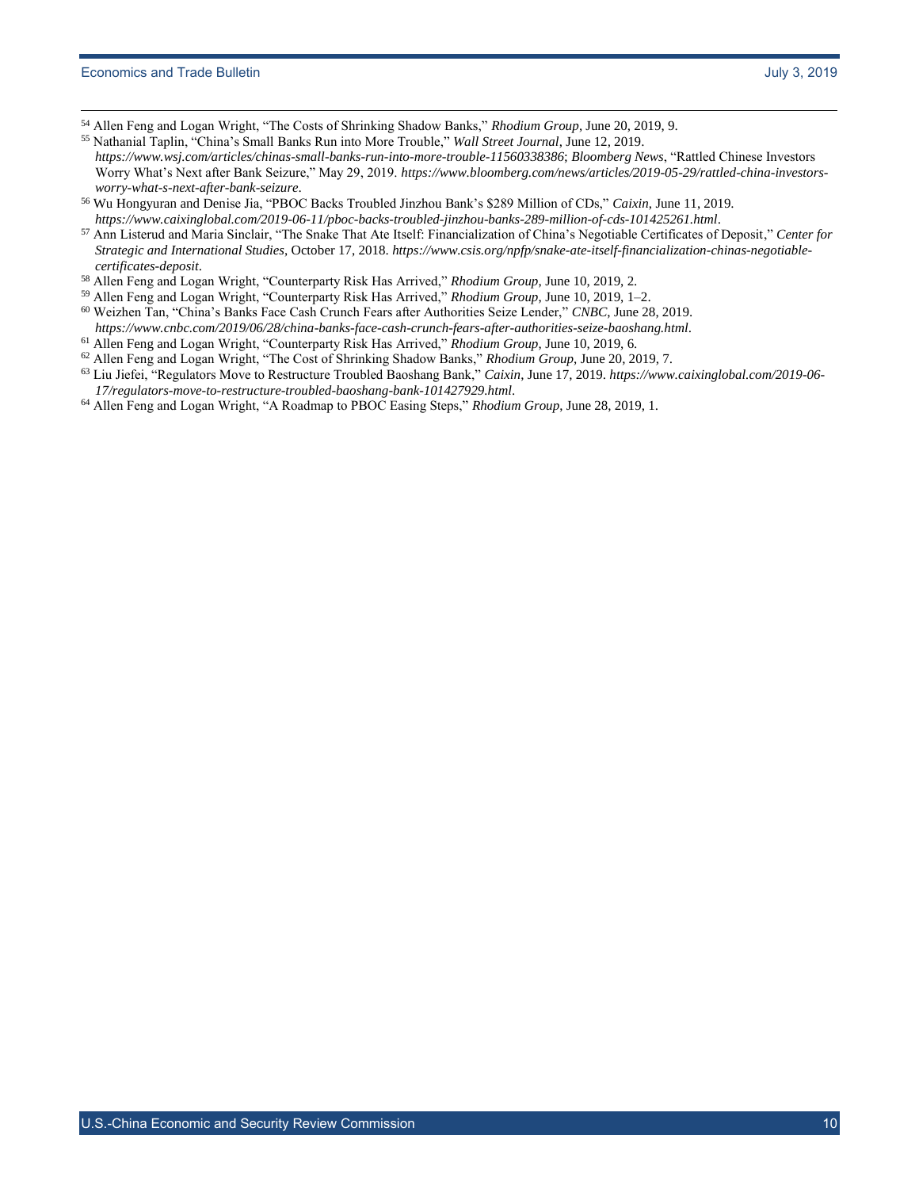[54] Allen Feng and Logan Wright, "The Costs of Shrinking Shadow Banks," *Rhodium Group*, June 20, 2019, 9.

[55] Nathanial Taplin, "China's Small Banks Run into More Trouble," *Wall Street Journal*, June 12, 2019. *https://www.wsj.com/articles/chinas-small-banks-run-into-more-trouble-11560338386*; *Bloomberg News*, "Rattled Chinese Investors Worry What's Next after Bank Seizure," May 29, 2019. *https://www.bloomberg.com/news/articles/2019-05-29/rattled-china-investors-worry-what-s-next-after-bank-seizure*.

[56] Wu Hongyuran and Denise Jia, "PBOC Backs Troubled Jinzhou Bank's $289 Million of CDs," *Caixin*, June 11, 2019. *https://www.caixinglobal.com/2019-06-11/pboc-backs-troubled-jinzhou-banks-289-million-of-cds-101425261.html*.

[57] Ann Listerud and Maria Sinclair, "The Snake That Ate Itself: Financialization of China's Negotiable Certificates of Deposit," *Center for Strategic and International Studies*, October 17, 2018. *https://www.csis.org/npfp/snake-ate-itself-financialization-chinas-negotiable-certificates-deposit*.

[58] Allen Feng and Logan Wright, "Counterparty Risk Has Arrived," *Rhodium Group*, June 10, 2019, 2.

[59] Allen Feng and Logan Wright, "Counterparty Risk Has Arrived," *Rhodium Group*, June 10, 2019, 1–2.

[60] Weizhen Tan, "China's Banks Face Cash Crunch Fears after Authorities Seize Lender," *CNBC*, June 28, 2019. *https://www.cnbc.com/2019/06/28/china-banks-face-cash-crunch-fears-after-authorities-seize-baoshang.html*.

[61] Allen Feng and Logan Wright, "Counterparty Risk Has Arrived," *Rhodium Group*, June 10, 2019, 6.

[62] Allen Feng and Logan Wright, "The Cost of Shrinking Shadow Banks," *Rhodium Group*, June 20, 2019, 7.

[63] Liu Jiefei, "Regulators Move to Restructure Troubled Baoshang Bank," *Caixin*, June 17, 2019. *https://www.caixinglobal.com/2019-06-17/regulators-move-to-restructure-troubled-baoshang-bank-101427929.html*.

[64] Allen Feng and Logan Wright, "A Roadmap to PBOC Easing Steps," *Rhodium Group*, June 28, 2019, 1.